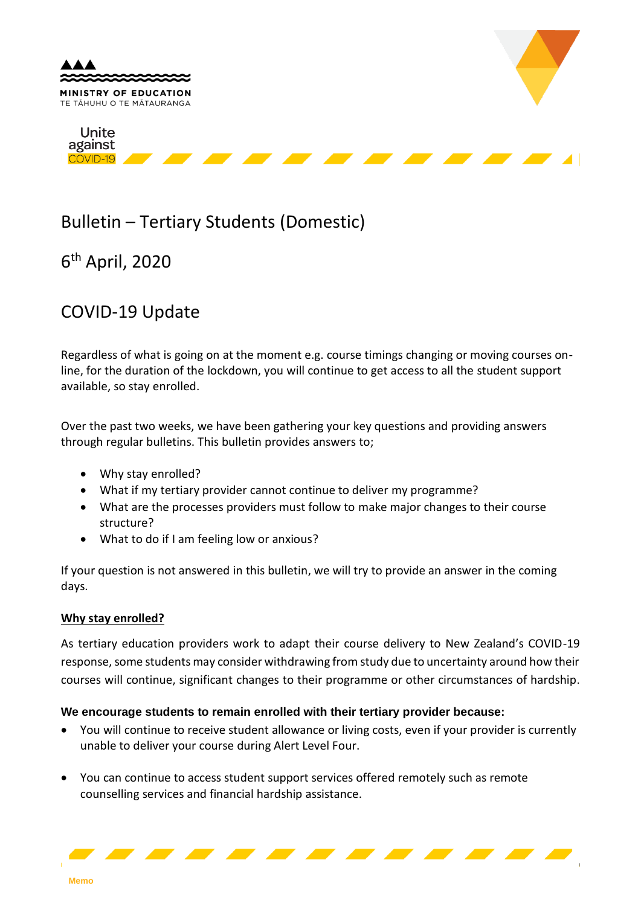MINISTRY OF EDUCATION
TE TĀHUHU O TE MĀTAURANGA

Unite against COVID-19

# Bulletin – Tertiary Students (Domestic)

## 6th April, 2020

## COVID-19 Update

Regardless of what is going on at the moment e.g. course timings changing or moving courses on-line, for the duration of the lockdown, you will continue to get access to all the student support available, so stay enrolled.

Over the past two weeks, we have been gathering your key questions and providing answers through regular bulletins. This bulletin provides answers to;

- Why stay enrolled?
- What if my tertiary provider cannot continue to deliver my programme?
- What are the processes providers must follow to make major changes to their course structure?
- What to do if I am feeling low or anxious?

If your question is not answered in this bulletin, we will try to provide an answer in the coming days.

### Why stay enrolled?

As tertiary education providers work to adapt their course delivery to New Zealand's COVID-19 response, some students may consider withdrawing from study due to uncertainty around how their courses will continue, significant changes to their programme or other circumstances of hardship.

**We encourage students to remain enrolled with their tertiary provider because:**

- You will continue to receive student allowance or living costs, even if your provider is currently unable to deliver your course during Alert Level Four.
- You can continue to access student support services offered remotely such as remote counselling services and financial hardship assistance.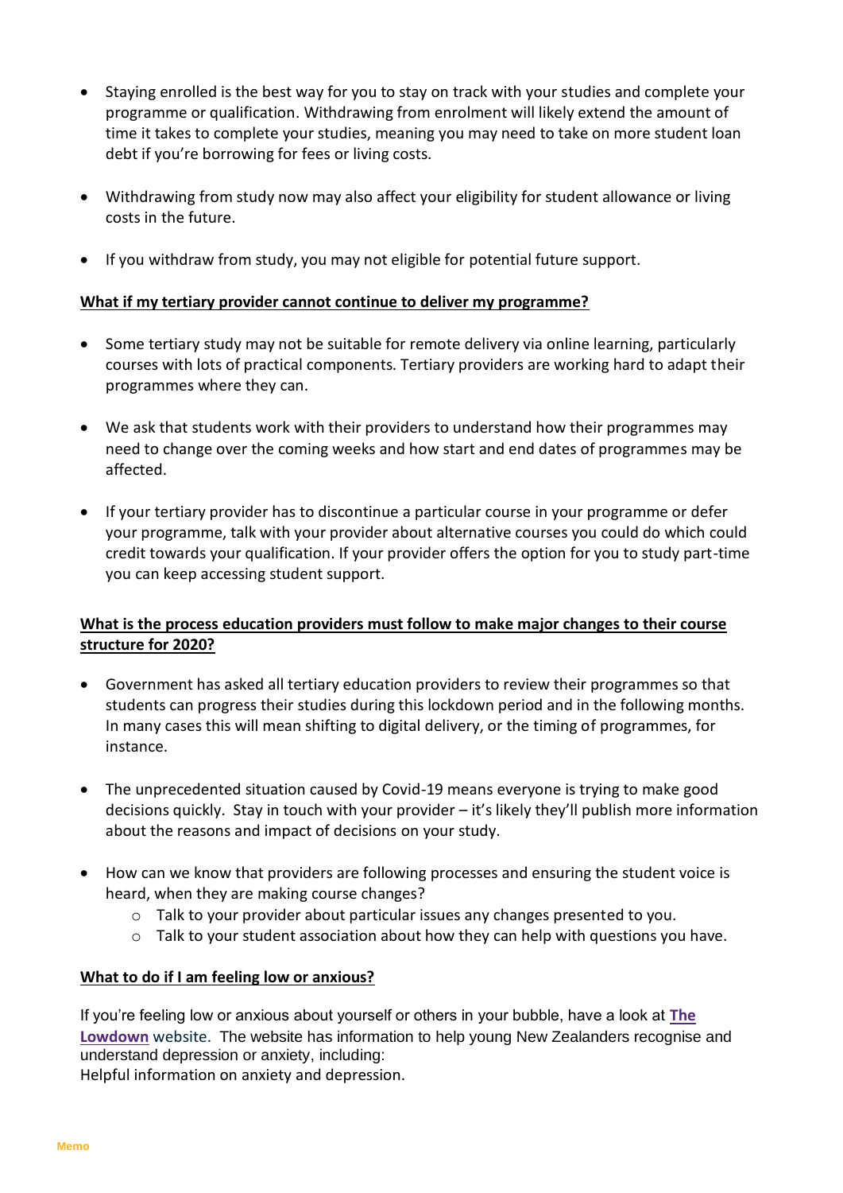- Staying enrolled is the best way for you to stay on track with your studies and complete your programme or qualification. Withdrawing from enrolment will likely extend the amount of time it takes to complete your studies, meaning you may need to take on more student loan debt if you're borrowing for fees or living costs.
- Withdrawing from study now may also affect your eligibility for student allowance or living costs in the future.
- If you withdraw from study, you may not eligible for potential future support.

**<u>What if my tertiary provider cannot continue to deliver my programme?</u>**

- Some tertiary study may not be suitable for remote delivery via online learning, particularly courses with lots of practical components. Tertiary providers are working hard to adapt their programmes where they can.
- We ask that students work with their providers to understand how their programmes may need to change over the coming weeks and how start and end dates of programmes may be affected.
- If your tertiary provider has to discontinue a particular course in your programme or defer your programme, talk with your provider about alternative courses you could do which could credit towards your qualification. If your provider offers the option for you to study part-time you can keep accessing student support.

**<u>What is the process education providers must follow to make major changes to their course structure for 2020?</u>**

- Government has asked all tertiary education providers to review their programmes so that students can progress their studies during this lockdown period and in the following months. In many cases this will mean shifting to digital delivery, or the timing of programmes, for instance.
- The unprecedented situation caused by Covid-19 means everyone is trying to make good decisions quickly. Stay in touch with your provider – it's likely they'll publish more information about the reasons and impact of decisions on your study.
- How can we know that providers are following processes and ensuring the student voice is heard, when they are making course changes?
  - Talk to your provider about particular issues any changes presented to you.
  - Talk to your student association about how they can help with questions you have.

**<u>What to do if I am feeling low or anxious?</u>**

If you're feeling low or anxious about yourself or others in your bubble, have a look at **The Lowdown** website. The website has information to help young New Zealanders recognise and understand depression or anxiety, including:
Helpful information on anxiety and depression.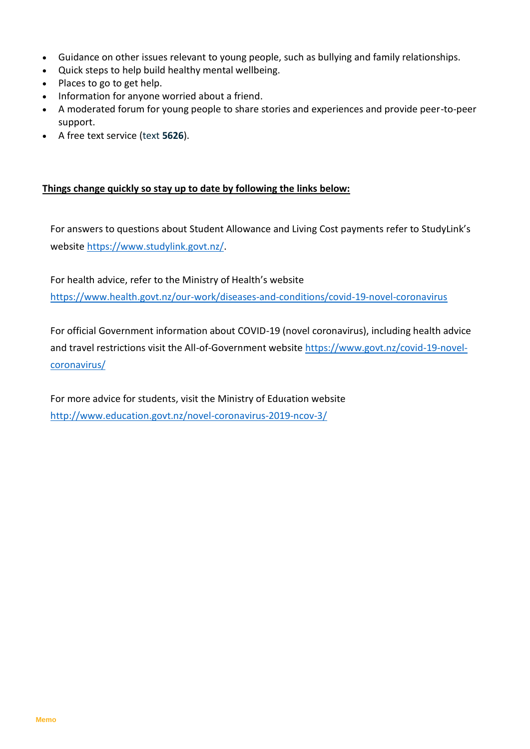- Guidance on other issues relevant to young people, such as bullying and family relationships.
- Quick steps to help build healthy mental wellbeing.
- Places to go to get help.
- Information for anyone worried about a friend.
- A moderated forum for young people to share stories and experiences and provide peer-to-peer support.
- A free text service (text **5626**).

**<u>Things change quickly so stay up to date by following the links below:</u>**

For answers to questions about Student Allowance and Living Cost payments refer to StudyLink's website https://www.studylink.govt.nz/.

For health advice, refer to the Ministry of Health's website https://www.health.govt.nz/our-work/diseases-and-conditions/covid-19-novel-coronavirus

For official Government information about COVID-19 (novel coronavirus), including health advice and travel restrictions visit the All-of-Government website https://www.govt.nz/covid-19-novel-coronavirus/

For more advice for students, visit the Ministry of Education website http://www.education.govt.nz/novel-coronavirus-2019-ncov-3/